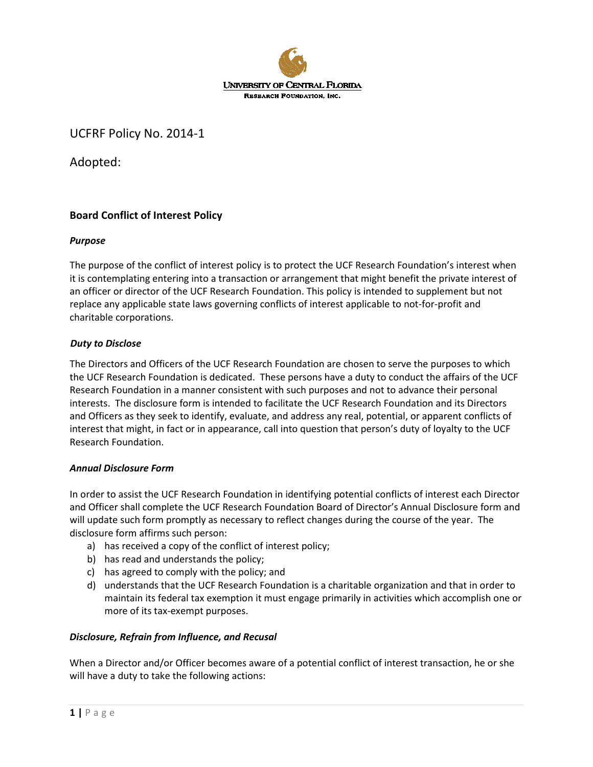University of Central Florida
Research Foundation, Inc.

UCFRF Policy No. 2014-1

Adopted:

## Board Conflict of Interest Policy

### *Purpose*

The purpose of the conflict of interest policy is to protect the UCF Research Foundation's interest when it is contemplating entering into a transaction or arrangement that might benefit the private interest of an officer or director of the UCF Research Foundation. This policy is intended to supplement but not replace any applicable state laws governing conflicts of interest applicable to not-for-profit and charitable corporations.

### *Duty to Disclose*

The Directors and Officers of the UCF Research Foundation are chosen to serve the purposes to which the UCF Research Foundation is dedicated. These persons have a duty to conduct the affairs of the UCF Research Foundation in a manner consistent with such purposes and not to advance their personal interests. The disclosure form is intended to facilitate the UCF Research Foundation and its Directors and Officers as they seek to identify, evaluate, and address any real, potential, or apparent conflicts of interest that might, in fact or in appearance, call into question that person's duty of loyalty to the UCF Research Foundation.

### *Annual Disclosure Form*

In order to assist the UCF Research Foundation in identifying potential conflicts of interest each Director and Officer shall complete the UCF Research Foundation Board of Director's Annual Disclosure form and will update such form promptly as necessary to reflect changes during the course of the year. The disclosure form affirms such person:

a) has received a copy of the conflict of interest policy;
b) has read and understands the policy;
c) has agreed to comply with the policy; and
d) understands that the UCF Research Foundation is a charitable organization and that in order to maintain its federal tax exemption it must engage primarily in activities which accomplish one or more of its tax-exempt purposes.

### *Disclosure, Refrain from Influence, and Recusal*

When a Director and/or Officer becomes aware of a potential conflict of interest transaction, he or she will have a duty to take the following actions: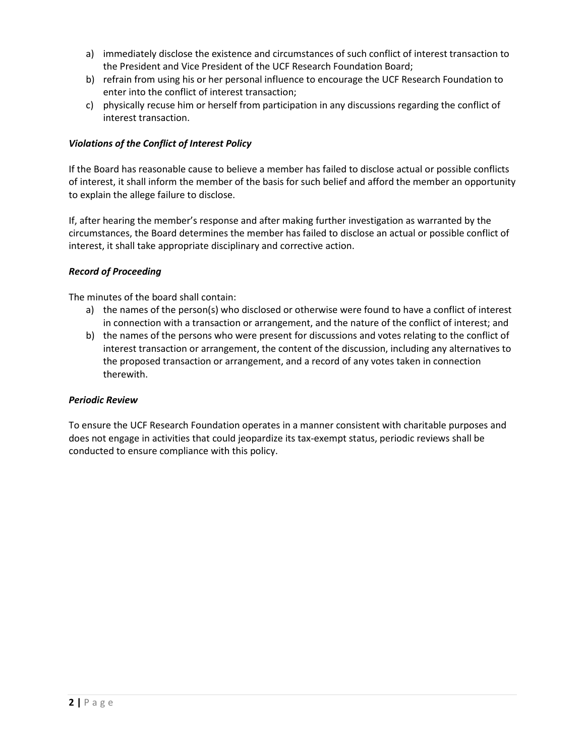a) immediately disclose the existence and circumstances of such conflict of interest transaction to the President and Vice President of the UCF Research Foundation Board;
b) refrain from using his or her personal influence to encourage the UCF Research Foundation to enter into the conflict of interest transaction;
c) physically recuse him or herself from participation in any discussions regarding the conflict of interest transaction.

***Violations of the Conflict of Interest Policy***

If the Board has reasonable cause to believe a member has failed to disclose actual or possible conflicts of interest, it shall inform the member of the basis for such belief and afford the member an opportunity to explain the allege failure to disclose.

If, after hearing the member's response and after making further investigation as warranted by the circumstances, the Board determines the member has failed to disclose an actual or possible conflict of interest, it shall take appropriate disciplinary and corrective action.

***Record of Proceeding***

The minutes of the board shall contain:

a) the names of the person(s) who disclosed or otherwise were found to have a conflict of interest in connection with a transaction or arrangement, and the nature of the conflict of interest; and
b) the names of the persons who were present for discussions and votes relating to the conflict of interest transaction or arrangement, the content of the discussion, including any alternatives to the proposed transaction or arrangement, and a record of any votes taken in connection therewith.

***Periodic Review***

To ensure the UCF Research Foundation operates in a manner consistent with charitable purposes and does not engage in activities that could jeopardize its tax-exempt status, periodic reviews shall be conducted to ensure compliance with this policy.